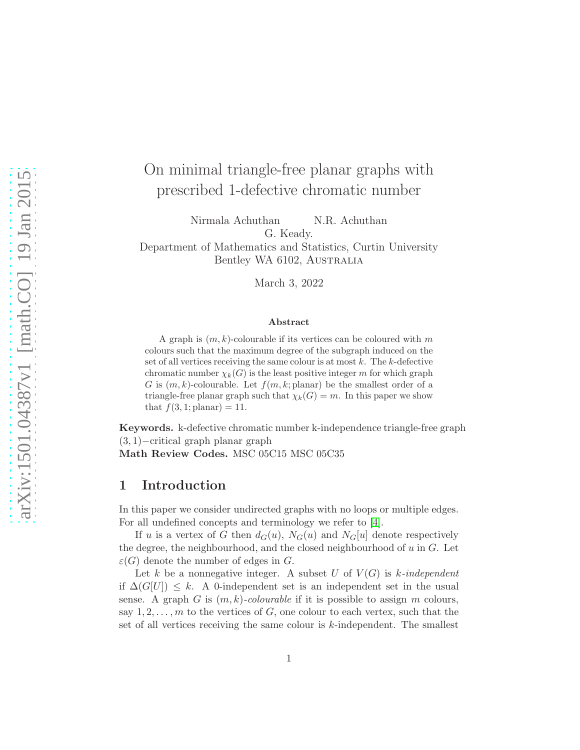# On minimal triangle-free planar graphs with prescribed 1-defective chromatic number

Nirmala Achuthan N.R. Achuthan
G. Keady.
Department of Mathematics and Statistics, Curtin University
Bentley WA 6102, Australia

March 3, 2022

### Abstract

A graph is $(m, k)$-colourable if its vertices can be coloured with $m$ colours such that the maximum degree of the subgraph induced on the set of all vertices receiving the same colour is at most $k$. The $k$-defective chromatic number $\chi_k(G)$ is the least positive integer $m$ for which graph $G$ is $(m, k)$-colourable. Let $f(m, k; \text{planar})$ be the smallest order of a triangle-free planar graph such that $\chi_k(G) = m$. In this paper we show that $f(3, 1; \text{planar}) = 11$.

**Keywords.** k-defective chromatic number k-independence triangle-free graph $(3, 1)-$critical graph planar graph
**Math Review Codes.** MSC 05C15 MSC 05C35

## 1 Introduction

In this paper we consider undirected graphs with no loops or multiple edges. For all undefined concepts and terminology we refer to [4].

If $u$ is a vertex of $G$ then $d_G(u)$, $N_G(u)$ and $N_G[u]$ denote respectively the degree, the neighbourhood, and the closed neighbourhood of $u$ in $G$. Let $\varepsilon(G)$ denote the number of edges in $G$.

Let $k$ be a nonnegative integer. A subset $U$ of $V(G)$ is *k-independent* if $\Delta(G[U]) \leq k$. A 0-independent set is an independent set in the usual sense. A graph $G$ is $(m, k)$*-colourable* if it is possible to assign $m$ colours, say $1, 2, \ldots, m$ to the vertices of $G$, one colour to each vertex, such that the set of all vertices receiving the same colour is $k$-independent. The smallest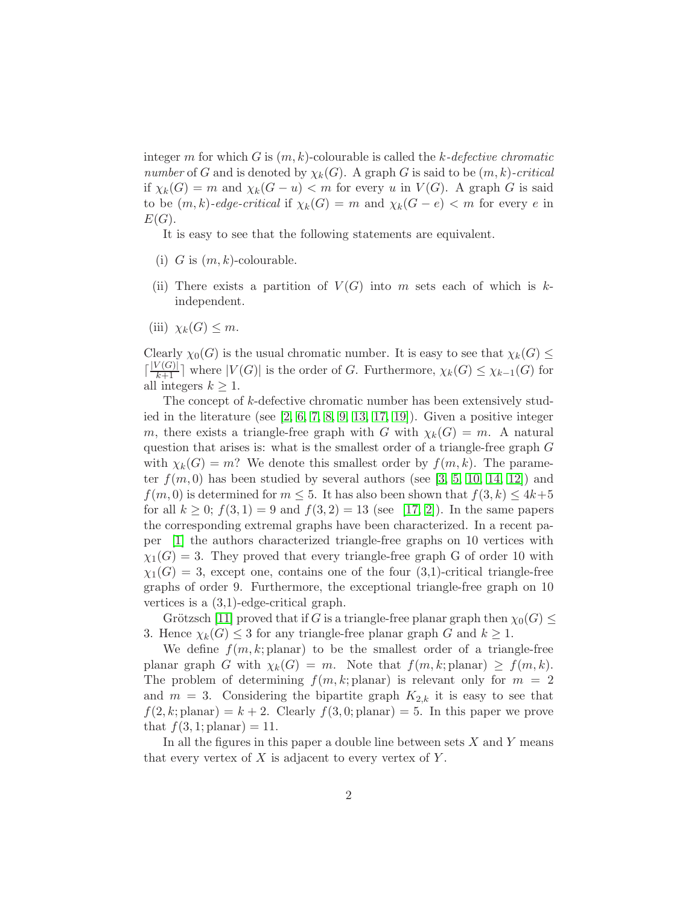integer $m$ for which $G$ is $(m, k)$-colourable is called the *k-defective chromatic number* of $G$ and is denoted by $\chi_k(G)$. A graph $G$ is said to be *$(m, k)$-critical* if $\chi_k(G) = m$ and $\chi_k(G - u) < m$ for every $u$ in $V(G)$. A graph $G$ is said to be *$(m, k)$-edge-critical* if $\chi_k(G) = m$ and $\chi_k(G - e) < m$ for every $e$ in $E(G)$.

It is easy to see that the following statements are equivalent.

(i) $G$ is $(m, k)$-colourable.

(ii) There exists a partition of $V(G)$ into $m$ sets each of which is $k$-independent.

(iii) $\chi_k(G) \leq m$.

Clearly $\chi_0(G)$ is the usual chromatic number. It is easy to see that $\chi_k(G) \leq \lceil \frac{|V(G)|}{k+1} \rceil$ where $|V(G)|$ is the order of $G$. Furthermore, $\chi_k(G) \leq \chi_{k-1}(G)$ for all integers $k \geq 1$.

The concept of $k$-defective chromatic number has been extensively studied in the literature (see [2, 6, 7, 8, 9, 13, 17, 19]). Given a positive integer $m$, there exists a triangle-free graph with $G$ with $\chi_k(G) = m$. A natural question that arises is: what is the smallest order of a triangle-free graph $G$ with $\chi_k(G) = m$? We denote this smallest order by $f(m, k)$. The parameter $f(m, 0)$ has been studied by several authors (see [3, 5, 10, 14, 12]) and $f(m, 0)$ is determined for $m \leq 5$. It has also been shown that $f(3, k) \leq 4k+5$ for all $k \geq 0$; $f(3, 1) = 9$ and $f(3, 2) = 13$ (see [17, 2]). In the same papers the corresponding extremal graphs have been characterized. In a recent paper [1] the authors characterized triangle-free graphs on 10 vertices with $\chi_1(G) = 3$. They proved that every triangle-free graph G of order 10 with $\chi_1(G) = 3$, except one, contains one of the four (3,1)-critical triangle-free graphs of order 9. Furthermore, the exceptional triangle-free graph on 10 vertices is a (3,1)-edge-critical graph.

Grötzsch [11] proved that if $G$ is a triangle-free planar graph then $\chi_0(G) \leq 3$. Hence $\chi_k(G) \leq 3$ for any triangle-free planar graph $G$ and $k \geq 1$.

We define $f(m, k; \text{planar})$ to be the smallest order of a triangle-free planar graph $G$ with $\chi_k(G) = m$. Note that $f(m, k; \text{planar}) \geq f(m, k)$. The problem of determining $f(m, k; \text{planar})$ is relevant only for $m = 2$ and $m = 3$. Considering the bipartite graph $K_{2,k}$ it is easy to see that $f(2, k; \text{planar}) = k + 2$. Clearly $f(3, 0; \text{planar}) = 5$. In this paper we prove that $f(3, 1; \text{planar}) = 11$.

In all the figures in this paper a double line between sets $X$ and $Y$ means that every vertex of $X$ is adjacent to every vertex of $Y$.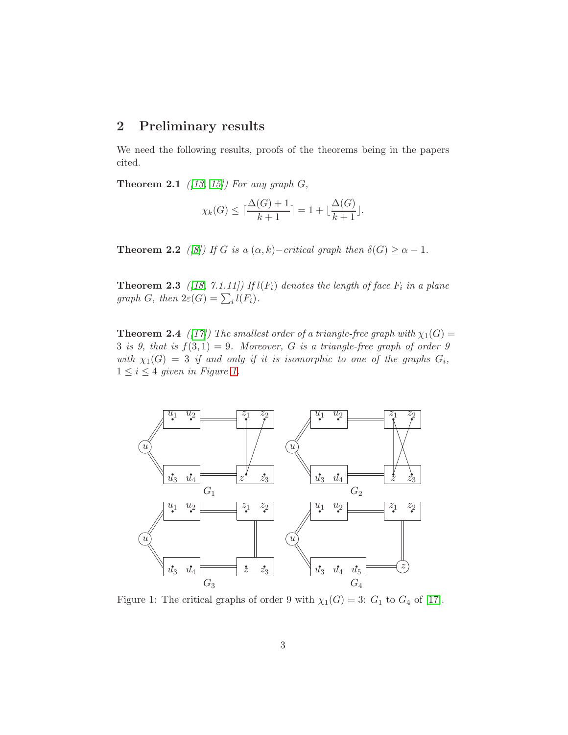## 2 Preliminary results

We need the following results, proofs of the theorems being in the papers cited.

**Theorem 2.1** *([13, 15]) For any graph $G$,*

$$\chi_k(G) \leq \lceil \frac{\Delta(G)+1}{k+1} \rceil = 1 + \lfloor \frac{\Delta(G)}{k+1} \rfloor.$$

**Theorem 2.2** *([8]) If $G$ is a $(\alpha, k)-$critical graph then $\delta(G) \geq \alpha - 1$.*

**Theorem 2.3** *([18, 7.1.11]) If $l(F_i)$ denotes the length of face $F_i$ in a plane graph $G$, then $2\varepsilon(G) = \sum_i l(F_i)$.*

**Theorem 2.4** *([17]) The smallest order of a triangle-free graph with $\chi_1(G) = 3$ is 9, that is $f(3, 1) = 9$. Moreover, $G$ is a triangle-free graph of order 9 with $\chi_1(G) = 3$ if and only if it is isomorphic to one of the graphs $G_i$, $1 \leq i \leq 4$ given in Figure 1.*

Figure 1: The critical graphs of order 9 with $\chi_1(G) = 3$: $G_1$ to $G_4$ of [17].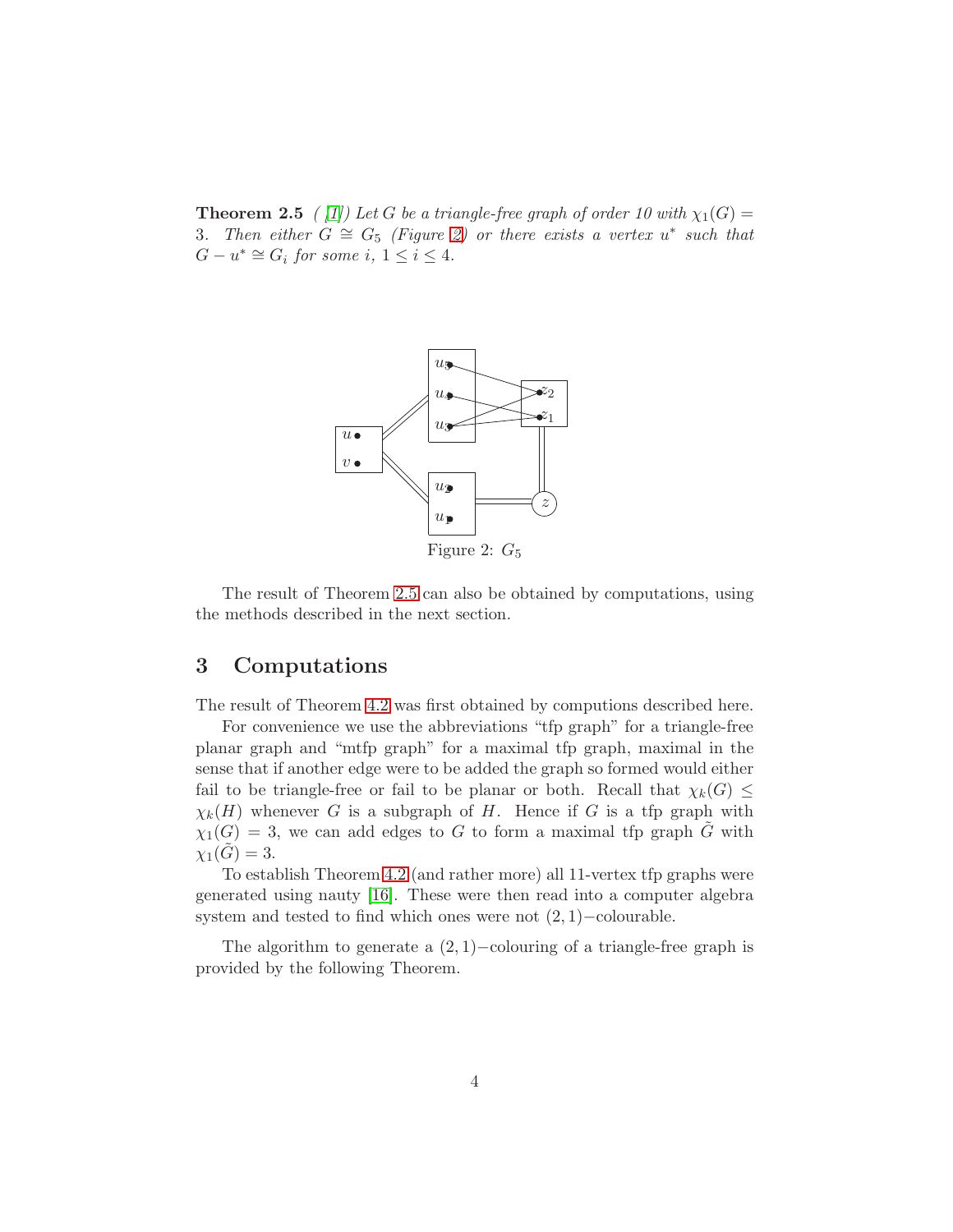**Theorem 2.5** *( [1]) Let $G$ be a triangle-free graph of order 10 with $\chi_1(G) = 3$. Then either $G \cong G_5$ (Figure 2) or there exists a vertex $u^*$ such that $G - u^* \cong G_i$ for some $i$, $1 \leq i \leq 4$.*

Figure 2: $G_5$

The result of Theorem 2.5 can also be obtained by computations, using the methods described in the next section.

# 3 Computations

The result of Theorem 4.2 was first obtained by computions described here.

For convenience we use the abbreviations "tfp graph" for a triangle-free planar graph and "mtfp graph" for a maximal tfp graph, maximal in the sense that if another edge were to be added the graph so formed would either fail to be triangle-free or fail to be planar or both. Recall that $\chi_k(G) \leq \chi_k(H)$ whenever $G$ is a subgraph of $H$. Hence if $G$ is a tfp graph with $\chi_1(G) = 3$, we can add edges to $G$ to form a maximal tfp graph $\tilde{G}$ with $\chi_1(\tilde{G}) = 3$.

To establish Theorem 4.2 (and rather more) all 11-vertex tfp graphs were generated using nauty [16]. These were then read into a computer algebra system and tested to find which ones were not $(2,1)-$colourable.

The algorithm to generate a $(2,1)-$colouring of a triangle-free graph is provided by the following Theorem.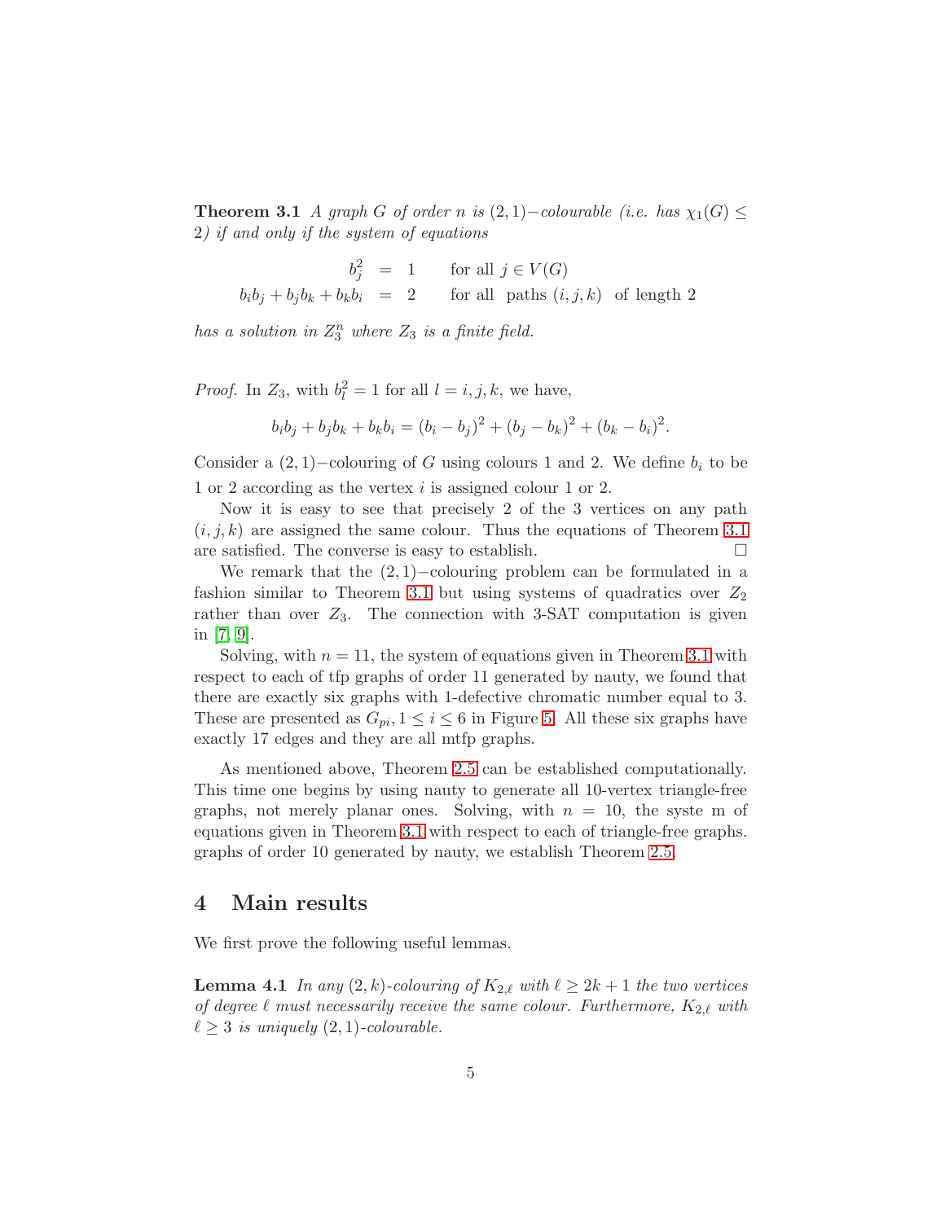**Theorem 3.1** *A graph $G$ of order $n$ is $(2,1)-$colourable (i.e. has $\chi_1(G) \leq 2$) if and only if the system of equations*

$$\begin{aligned} b_j^2 &= 1 \qquad \text{for all } j \in V(G) \\ b_i b_j + b_j b_k + b_k b_i &= 2 \qquad \text{for all paths } (i,j,k) \text{ of length 2} \end{aligned}$$

*has a solution in $Z_3^n$ where $Z_3$ is a finite field.*

*Proof.* In $Z_3$, with $b_l^2 = 1$ for all $l = i, j, k$, we have,

$$b_i b_j + b_j b_k + b_k b_i = (b_i - b_j)^2 + (b_j - b_k)^2 + (b_k - b_i)^2.$$

Consider a $(2,1)-$colouring of $G$ using colours 1 and 2. We define $b_i$ to be 1 or 2 according as the vertex $i$ is assigned colour 1 or 2.

Now it is easy to see that precisely 2 of the 3 vertices on any path $(i,j,k)$ are assigned the same colour. Thus the equations of Theorem 3.1 are satisfied. The converse is easy to establish. □

We remark that the $(2,1)-$colouring problem can be formulated in a fashion similar to Theorem 3.1 but using systems of quadratics over $Z_2$ rather than over $Z_3$. The connection with 3-SAT computation is given in [7, 9].

Solving, with $n = 11$, the system of equations given in Theorem 3.1 with respect to each of tfp graphs of order 11 generated by nauty, we found that there are exactly six graphs with 1-defective chromatic number equal to 3. These are presented as $G_{pi}, 1 \leq i \leq 6$ in Figure 5. All these six graphs have exactly 17 edges and they are all mtfp graphs.

As mentioned above, Theorem 2.5 can be established computationally. This time one begins by using nauty to generate all 10-vertex triangle-free graphs, not merely planar ones. Solving, with $n = 10$, the syste m of equations given in Theorem 3.1 with respect to each of triangle-free graphs. graphs of order 10 generated by nauty, we establish Theorem 2.5.

## 4 Main results

We first prove the following useful lemmas.

**Lemma 4.1** *In any $(2,k)$-colouring of $K_{2,\ell}$ with $\ell \geq 2k+1$ the two vertices of degree $\ell$ must necessarily receive the same colour. Furthermore, $K_{2,\ell}$ with $\ell \geq 3$ is uniquely $(2,1)$-colourable.*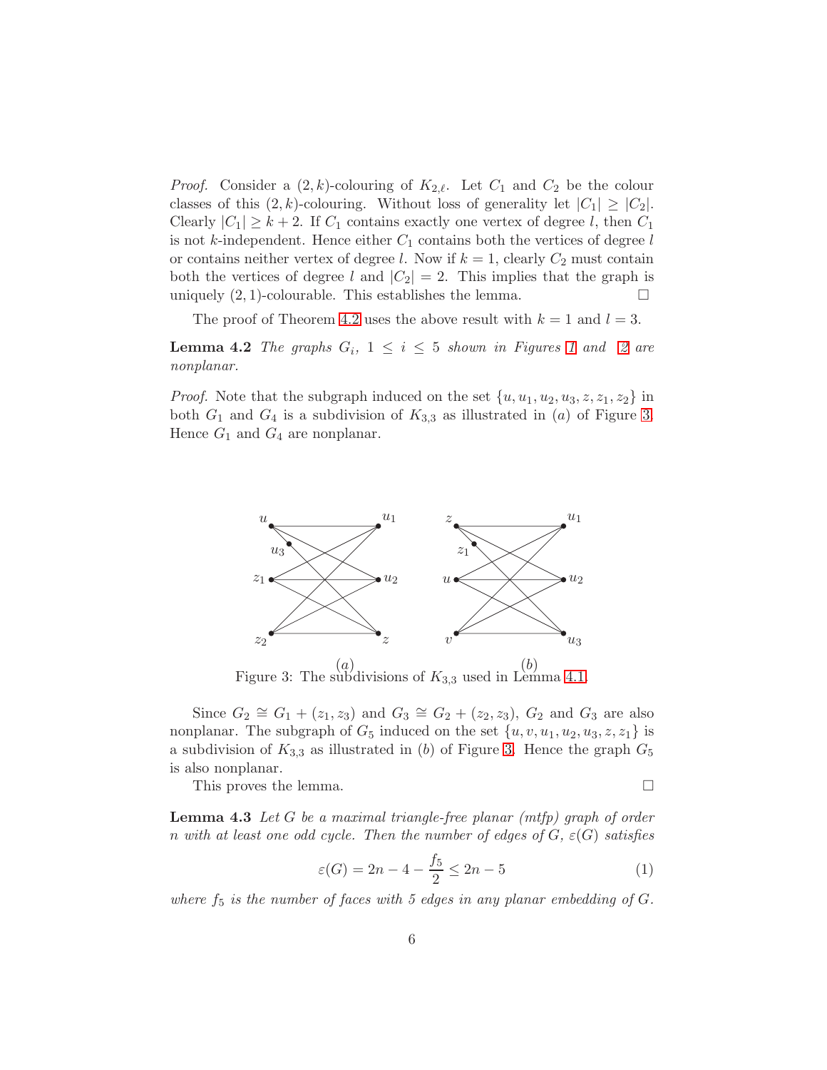*Proof.* Consider a $(2, k)$-colouring of $K_{2,\ell}$. Let $C_1$ and $C_2$ be the colour classes of this $(2, k)$-colouring. Without loss of generality let $|C_1| \geq |C_2|$. Clearly $|C_1| \geq k + 2$. If $C_1$ contains exactly one vertex of degree $l$, then $C_1$ is not $k$-independent. Hence either $C_1$ contains both the vertices of degree $l$ or contains neither vertex of degree $l$. Now if $k = 1$, clearly $C_2$ must contain both the vertices of degree $l$ and $|C_2| = 2$. This implies that the graph is uniquely $(2, 1)$-colourable. This establishes the lemma. □

The proof of Theorem 4.2 uses the above result with $k = 1$ and $l = 3$.

**Lemma 4.2** *The graphs $G_i$, $1 \leq i \leq 5$ shown in Figures 1 and 2 are nonplanar.*

*Proof.* Note that the subgraph induced on the set $\{u, u_1, u_2, u_3, z, z_1, z_2\}$ in both $G_1$ and $G_4$ is a subdivision of $K_{3,3}$ as illustrated in $(a)$ of Figure 3. Hence $G_1$ and $G_4$ are nonplanar.

Figure 3: The subdivisions of $K_{3,3}$ used in Lemma 4.1.

Since $G_2 \cong G_1 + (z_1, z_3)$ and $G_3 \cong G_2 + (z_2, z_3)$, $G_2$ and $G_3$ are also nonplanar. The subgraph of $G_5$ induced on the set $\{u, v, u_1, u_2, u_3, z, z_1\}$ is a subdivision of $K_{3,3}$ as illustrated in $(b)$ of Figure 3. Hence the graph $G_5$ is also nonplanar.

This proves the lemma. □

**Lemma 4.3** *Let $G$ be a maximal triangle-free planar (mtfp) graph of order $n$ with at least one odd cycle. Then the number of edges of $G$, $\varepsilon(G)$ satisfies*

$$\varepsilon(G) = 2n - 4 - \frac{f_5}{2} \leq 2n - 5 \tag{1}$$

*where $f_5$ is the number of faces with 5 edges in any planar embedding of $G$.*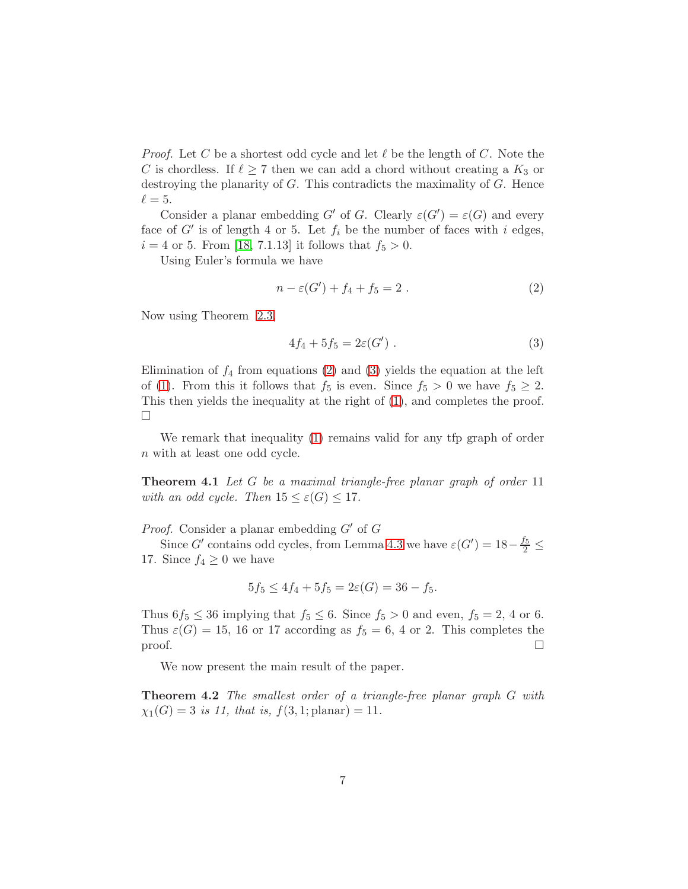*Proof.* Let $C$ be a shortest odd cycle and let $\ell$ be the length of $C$. Note the $C$ is chordless. If $\ell \geq 7$ then we can add a chord without creating a $K_3$ or destroying the planarity of $G$. This contradicts the maximality of $G$. Hence $\ell = 5$.

Consider a planar embedding $G'$ of $G$. Clearly $\varepsilon(G') = \varepsilon(G)$ and every face of $G'$ is of length 4 or 5. Let $f_i$ be the number of faces with $i$ edges, $i = 4$ or 5. From [18, 7.1.13] it follows that $f_5 > 0$.

Using Euler's formula we have

$$n - \varepsilon(G') + f_4 + f_5 = 2 \; . \tag{2}$$

Now using Theorem 2.3,

$$4f_4 + 5f_5 = 2\varepsilon(G') \; . \tag{3}$$

Elimination of $f_4$ from equations (2) and (3) yields the equation at the left of (1). From this it follows that $f_5$ is even. Since $f_5 > 0$ we have $f_5 \geq 2$. This then yields the inequality at the right of (1), and completes the proof. □

We remark that inequality (1) remains valid for any tfp graph of order $n$ with at least one odd cycle.

**Theorem 4.1** *Let $G$ be a maximal triangle-free planar graph of order 11 with an odd cycle. Then $15 \leq \varepsilon(G) \leq 17$.*

*Proof.* Consider a planar embedding $G'$ of $G$

Since $G'$ contains odd cycles, from Lemma 4.3 we have $\varepsilon(G') = 18 - \frac{f_5}{2} \leq 17$. Since $f_4 \geq 0$ we have

$$5f_5 \leq 4f_4 + 5f_5 = 2\varepsilon(G) = 36 - f_5.$$

Thus $6f_5 \leq 36$ implying that $f_5 \leq 6$. Since $f_5 > 0$ and even, $f_5 = 2$, 4 or 6. Thus $\varepsilon(G) = 15$, 16 or 17 according as $f_5 = 6$, 4 or 2. This completes the proof. □

We now present the main result of the paper.

**Theorem 4.2** *The smallest order of a triangle-free planar graph $G$ with $\chi_1(G) = 3$ is 11, that is, $f(3, 1; \text{planar}) = 11$.*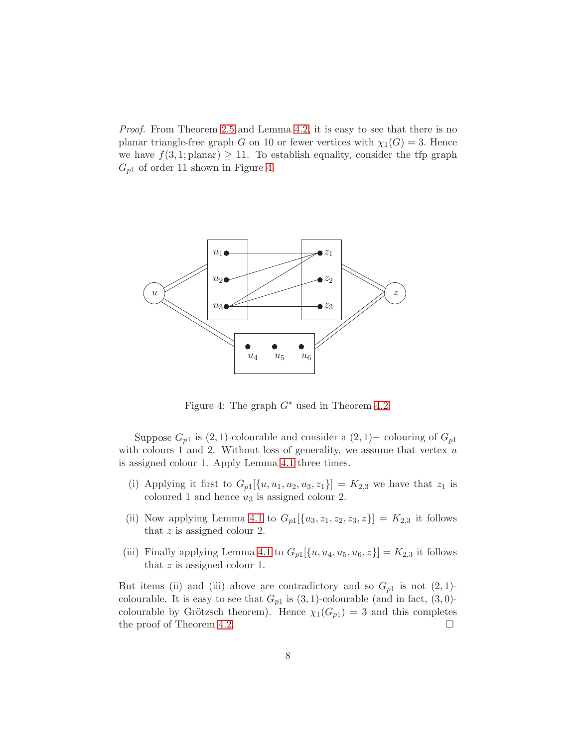*Proof.* From Theorem 2.5 and Lemma 4.2, it is easy to see that there is no planar triangle-free graph $G$ on 10 or fewer vertices with $\chi_1(G) = 3$. Hence we have $f(3, 1; \text{planar}) \geq 11$. To establish equality, consider the tfp graph $G_{p1}$ of order 11 shown in Figure 4.

Figure 4: The graph $G^*$ used in Theorem 4.2.

Suppose $G_{p1}$ is $(2, 1)$-colourable and consider a $(2, 1)-$ colouring of $G_{p1}$ with colours 1 and 2. Without loss of generality, we assume that vertex $u$ is assigned colour 1. Apply Lemma 4.1 three times.

(i) Applying it first to $G_{p1}[\{u, u_1, u_2, u_3, z_1\}] = K_{2,3}$ we have that $z_1$ is coloured 1 and hence $u_3$ is assigned colour 2.

(ii) Now applying Lemma 4.1 to $G_{p1}[\{u_3, z_1, z_2, z_3, z\}] = K_{2,3}$ it follows that $z$ is assigned colour 2.

(iii) Finally applying Lemma 4.1 to $G_{p1}[\{u, u_4, u_5, u_6, z\}] = K_{2,3}$ it follows that $z$ is assigned colour 1.

But items (ii) and (iii) above are contradictory and so $G_{p1}$ is not $(2, 1)$-colourable. It is easy to see that $G_{p1}$ is $(3, 1)$-colourable (and in fact, $(3, 0)$-colourable by Grötzsch theorem). Hence $\chi_1(G_{p1}) = 3$ and this completes the proof of Theorem 4.2. □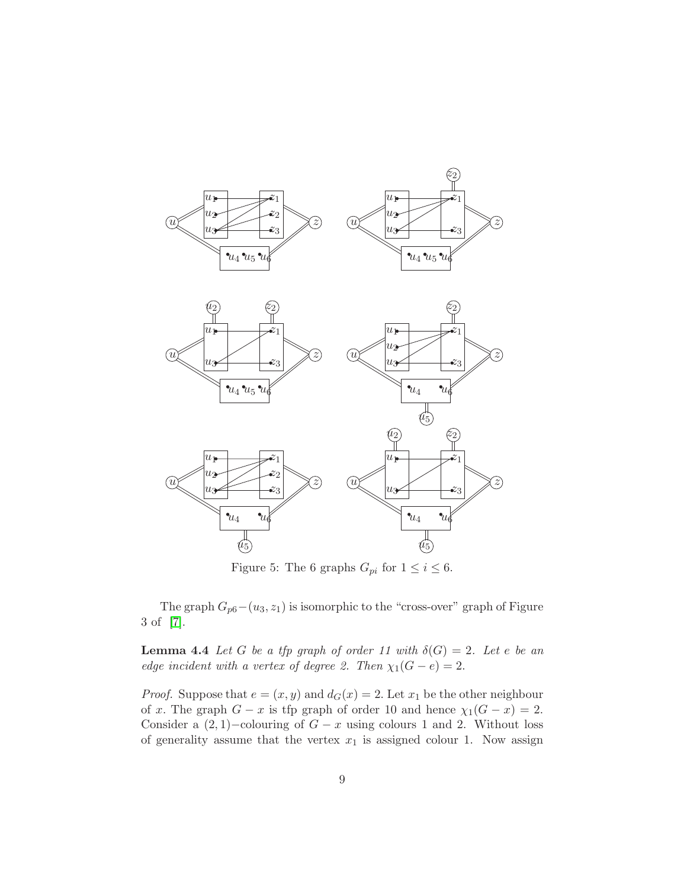Figure 5: The 6 graphs $G_{pi}$ for $1 \leq i \leq 6$.

The graph $G_{p6} - (u_3, z_1)$ is isomorphic to the "cross-over" graph of Figure 3 of [7].

**Lemma 4.4** *Let $G$ be a tfp graph of order 11 with $\delta(G) = 2$. Let $e$ be an edge incident with a vertex of degree 2. Then $\chi_1(G - e) = 2$.*

*Proof.* Suppose that $e = (x, y)$ and $d_G(x) = 2$. Let $x_1$ be the other neighbour of $x$. The graph $G - x$ is tfp graph of order 10 and hence $\chi_1(G - x) = 2$. Consider a $(2, 1)-$colouring of $G - x$ using colours 1 and 2. Without loss of generality assume that the vertex $x_1$ is assigned colour 1. Now assign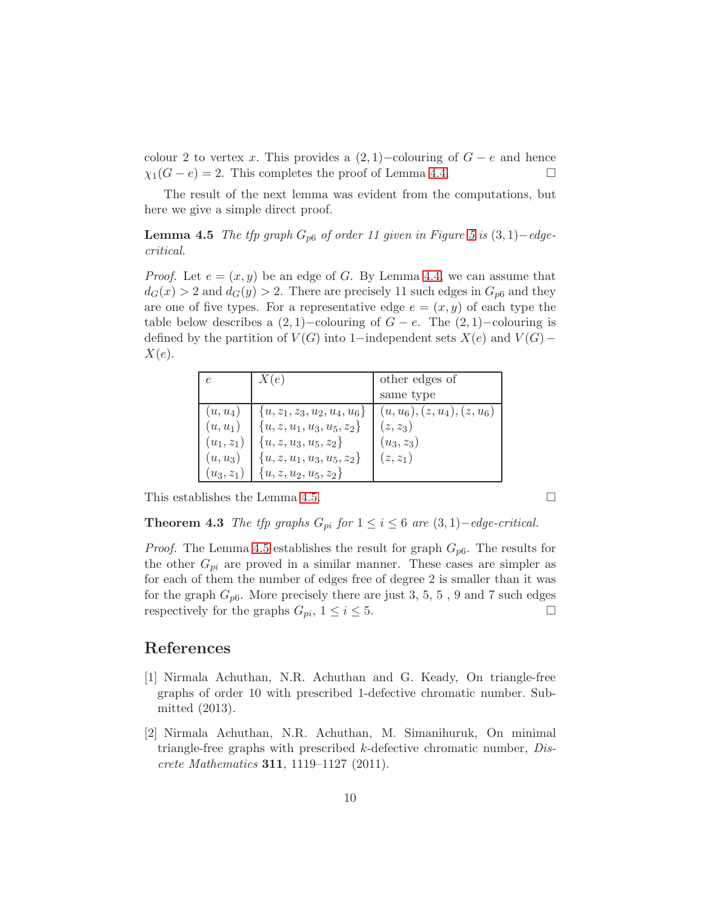colour 2 to vertex $x$. This provides a $(2,1)-$colouring of $G-e$ and hence $\chi_1(G-e)=2$. This completes the proof of Lemma 4.4. □

The result of the next lemma was evident from the computations, but here we give a simple direct proof.

**Lemma 4.5** *The tfp graph $G_{p6}$ of order 11 given in Figure 5 is $(3,1)-$edge-critical.*

*Proof.* Let $e=(x,y)$ be an edge of $G$. By Lemma 4.4, we can assume that $d_G(x)>2$ and $d_G(y)>2$. There are precisely 11 such edges in $G_{p6}$ and they are one of five types. For a representative edge $e=(x,y)$ of each type the table below describes a $(2,1)-$colouring of $G-e$. The $(2,1)-$colouring is defined by the partition of $V(G)$ into $1-$independent sets $X(e)$ and $V(G)-X(e)$.

| $e$ | $X(e)$ | other edges of same type |
|---|---|---|
| $(u,u_4)$ | $\{u,z_1,z_3,u_2,u_4,u_6\}$ | $(u,u_6),(z,u_4),(z,u_6)$ |
| $(u,u_1)$ | $\{u,z,u_1,u_3,u_5,z_2\}$ | $(z,z_3)$ |
| $(u_1,z_1)$ | $\{u,z,u_3,u_5,z_2\}$ | $(u_3,z_3)$ |
| $(u,u_3)$ | $\{u,z,u_1,u_3,u_5,z_2\}$ | $(z,z_1)$ |
| $(u_3,z_1)$ | $\{u,z,u_2,u_5,z_2\}$ | |

This establishes the Lemma 4.5. □

**Theorem 4.3** *The tfp graphs $G_{pi}$ for $1\le i\le 6$ are $(3,1)-$edge-critical.*

*Proof.* The Lemma 4.5 establishes the result for graph $G_{p6}$. The results for the other $G_{pi}$ are proved in a similar manner. These cases are simpler as for each of them the number of edges free of degree 2 is smaller than it was for the graph $G_{p6}$. More precisely there are just 3, 5, 5 , 9 and 7 such edges respectively for the graphs $G_{pi}$, $1\le i\le 5$. □

## References

[1] Nirmala Achuthan, N.R. Achuthan and G. Keady, On triangle-free graphs of order 10 with prescribed 1-defective chromatic number. Submitted (2013).

[2] Nirmala Achuthan, N.R. Achuthan, M. Simanihuruk, On minimal triangle-free graphs with prescribed $k$-defective chromatic number, *Discrete Mathematics* **311**, 1119–1127 (2011).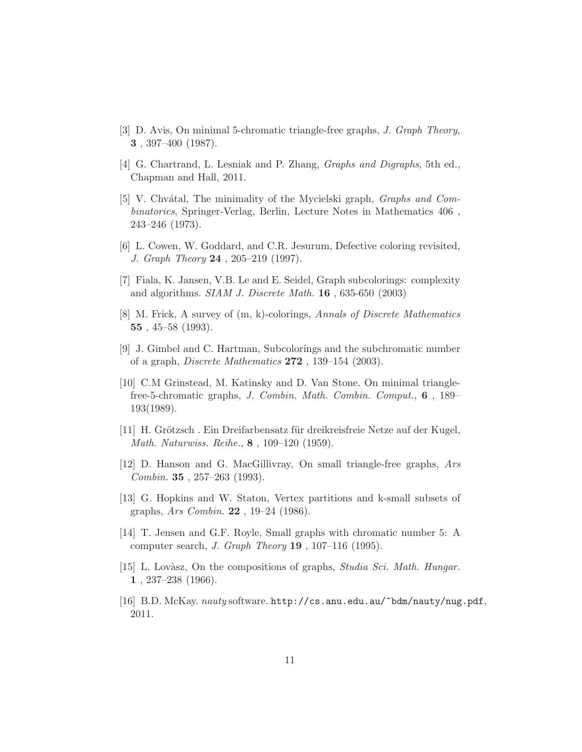[3] D. Avis, On minimal 5-chromatic triangle-free graphs, *J. Graph Theory*, **3** , 397–400 (1987).

[4] G. Chartrand, L. Lesniak and P. Zhang, *Graphs and Digraphs*, 5th ed., Chapman and Hall, 2011.

[5] V. Chvátal, The minimality of the Mycielski graph, *Graphs and Combinatorics*, Springer-Verlag, Berlin, Lecture Notes in Mathematics 406 , 243–246 (1973).

[6] L. Cowen, W. Goddard, and C.R. Jesurum, Defective coloring revisited, *J. Graph Theory* **24** , 205–219 (1997).

[7] Fiala, K. Jansen, V.B. Le and E. Seidel, Graph subcolorings: complexity and algorithms. *SIAM J. Discrete Math.* **16** , 635-650 (2003)

[8] M. Frick, A survey of (m, k)-colorings, *Annals of Discrete Mathematics* **55** , 45–58 (1993).

[9] J. Gimbel and C. Hartman, Subcolorings and the subchromatic number of a graph, *Discrete Mathematics* **272** , 139–154 (2003).

[10] C.M Grinstead, M. Katinsky and D. Van Stone. On minimal triangle-free-5-chromatic graphs, *J. Combin. Math. Combin. Comput.*, **6** , 189–193(1989).

[11] H. Grötzsch . Ein Dreifarbensatz für dreikreisfreie Netze auf der Kugel, *Math. Naturwiss. Reihe.*, **8** , 109–120 (1959).

[12] D. Hanson and G. MacGillivray, On small triangle-free graphs, *Ars Combin.* **35** , 257–263 (1993).

[13] G. Hopkins and W. Staton, Vertex partitions and k-small subsets of graphs, *Ars Combin.* **22** , 19–24 (1986).

[14] T. Jensen and G.F. Royle, Small graphs with chromatic number 5: A computer search, *J. Graph Theory* **19** , 107–116 (1995).

[15] L. Lovàsz, On the compositions of graphs, *Studia Sci. Math. Hungar.* **1** , 237–238 (1966).

[16] B.D. McKay. *nauty* software. `http://cs.anu.edu.au/~bdm/nauty/nug.pdf`, 2011.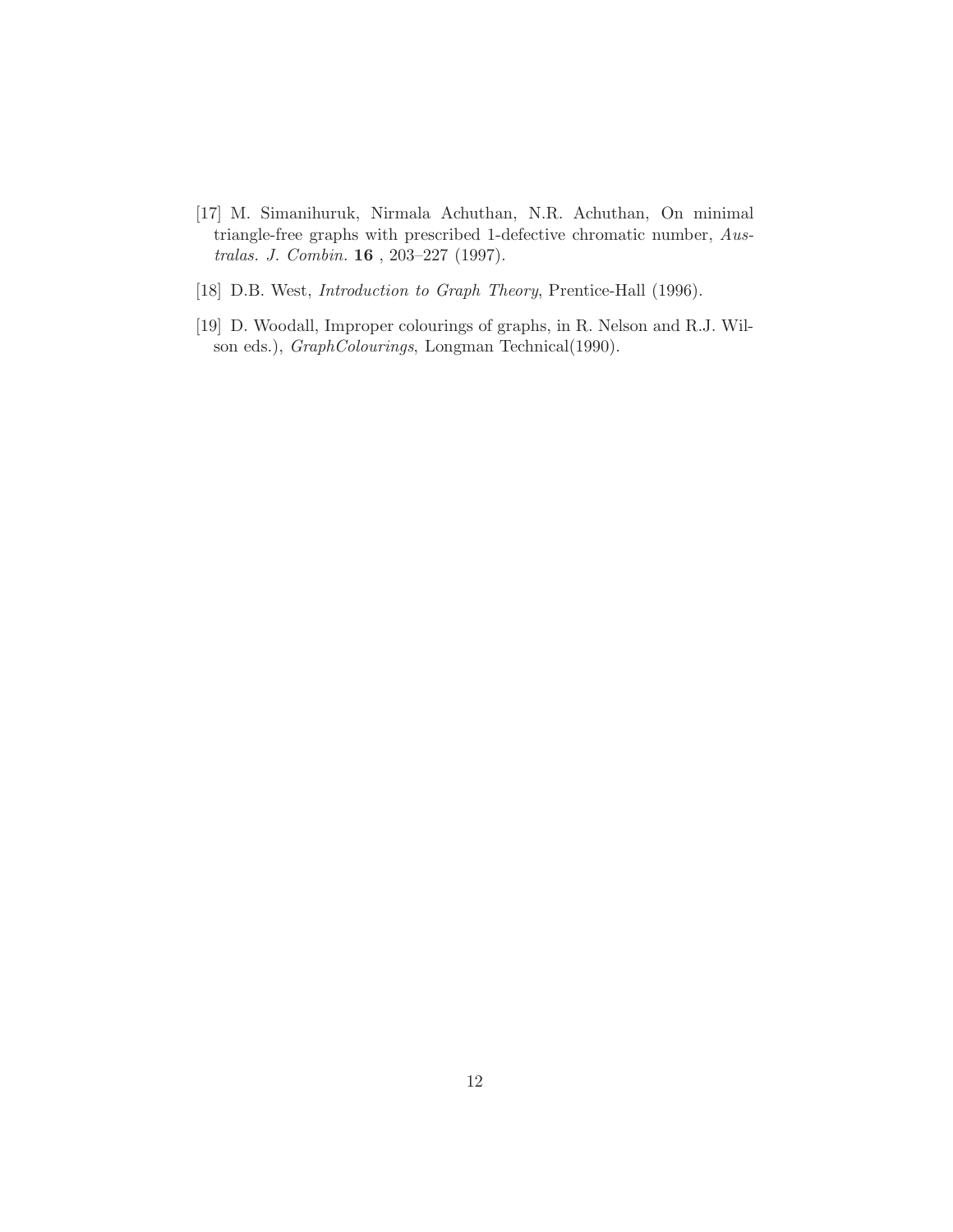[17] M. Simanihuruk, Nirmala Achuthan, N.R. Achuthan, On minimal triangle-free graphs with prescribed 1-defective chromatic number, *Australas. J. Combin.* **16** , 203–227 (1997).

[18] D.B. West, *Introduction to Graph Theory*, Prentice-Hall (1996).

[19] D. Woodall, Improper colourings of graphs, in R. Nelson and R.J. Wilson eds.), *GraphColourings*, Longman Technical(1990).